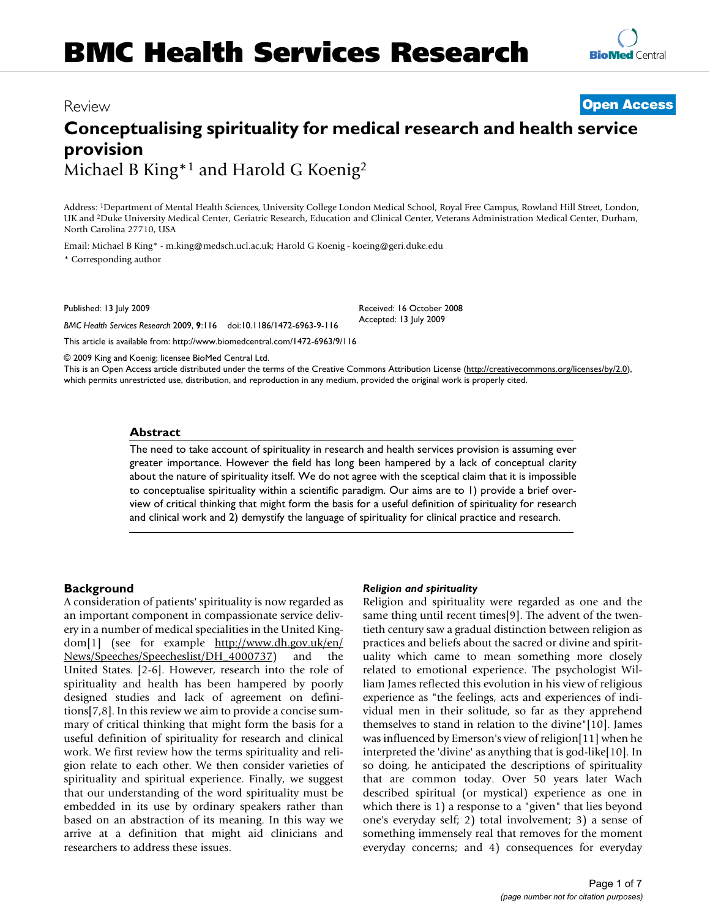# BMC Health Services Research

Review **Open Access**

# Conceptualising spirituality for medical research and health service provision

Michael B King*[1] and Harold G Koenig[2]

Address: [1]Department of Mental Health Sciences, University College London Medical School, Royal Free Campus, Rowland Hill Street, London, UK and [2]Duke University Medical Center, Geriatric Research, Education and Clinical Center, Veterans Administration Medical Center, Durham, North Carolina 27710, USA

Email: Michael B King* - m.king@medsch.ucl.ac.uk; Harold G Koenig - koeing@geri.duke.edu

\* Corresponding author

Published: 13 July 2009

*BMC Health Services Research* 2009, **9**:116 doi:10.1186/1472-6963-9-116

Received: 16 October 2008
Accepted: 13 July 2009

This article is available from: http://www.biomedcentral.com/1472-6963/9/116

© 2009 King and Koenig; licensee BioMed Central Ltd.
This is an Open Access article distributed under the terms of the Creative Commons Attribution License (http://creativecommons.org/licenses/by/2.0), which permits unrestricted use, distribution, and reproduction in any medium, provided the original work is properly cited.

## Abstract

The need to take account of spirituality in research and health services provision is assuming ever greater importance. However the field has long been hampered by a lack of conceptual clarity about the nature of spirituality itself. We do not agree with the sceptical claim that it is impossible to conceptualise spirituality within a scientific paradigm. Our aims are to 1) provide a brief overview of critical thinking that might form the basis for a useful definition of spirituality for research and clinical work and 2) demystify the language of spirituality for clinical practice and research.

## Background

A consideration of patients' spirituality is now regarded as an important component in compassionate service delivery in a number of medical specialities in the United Kingdom[1] (see for example http://www.dh.gov.uk/en/News/Speeches/Speecheslist/DH_4000737) and the United States. [2-6]. However, research into the role of spirituality and health has been hampered by poorly designed studies and lack of agreement on definitions[7,8]. In this review we aim to provide a concise summary of critical thinking that might form the basis for a useful definition of spirituality for research and clinical work. We first review how the terms spirituality and religion relate to each other. We then consider varieties of spirituality and spiritual experience. Finally, we suggest that our understanding of the word spirituality must be embedded in its use by ordinary speakers rather than based on an abstraction of its meaning. In this way we arrive at a definition that might aid clinicians and researchers to address these issues.

### *Religion and spirituality*

Religion and spirituality were regarded as one and the same thing until recent times[9]. The advent of the twentieth century saw a gradual distinction between religion as practices and beliefs about the sacred or divine and spirituality which came to mean something more closely related to emotional experience. The psychologist William James reflected this evolution in his view of religious experience as "the feelings, acts and experiences of individual men in their solitude, so far as they apprehend themselves to stand in relation to the divine"[10]. James was influenced by Emerson's view of religion[11] when he interpreted the 'divine' as anything that is god-like[10]. In so doing, he anticipated the descriptions of spirituality that are common today. Over 50 years later Wach described spiritual (or mystical) experience as one in which there is 1) a response to a "given" that lies beyond one's everyday self; 2) total involvement; 3) a sense of something immensely real that removes for the moment everyday concerns; and 4) consequences for everyday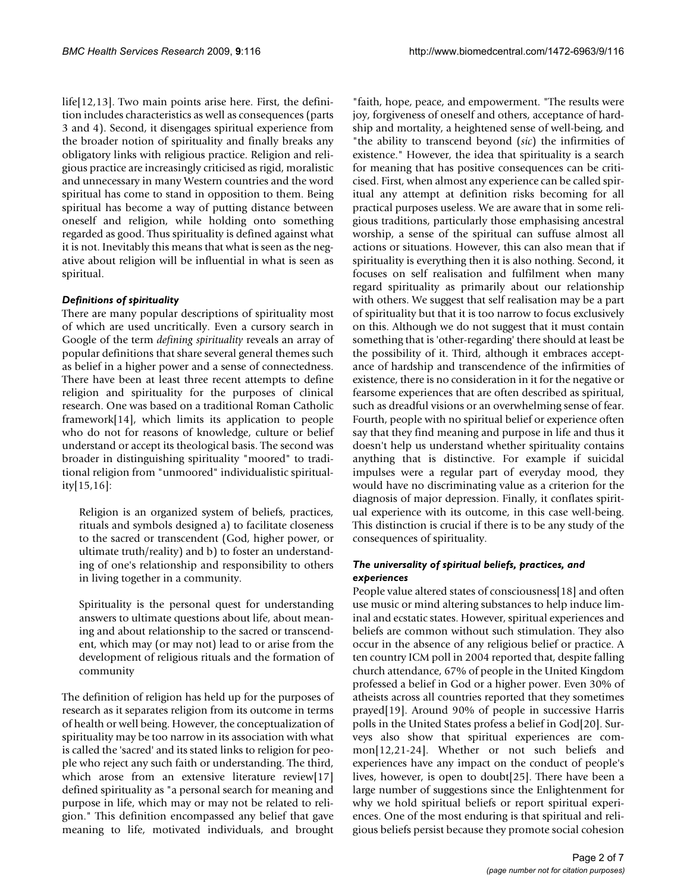life[12,13]. Two main points arise here. First, the definition includes characteristics as well as consequences (parts 3 and 4). Second, it disengages spiritual experience from the broader notion of spirituality and finally breaks any obligatory links with religious practice. Religion and religious practice are increasingly criticised as rigid, moralistic and unnecessary in many Western countries and the word spiritual has come to stand in opposition to them. Being spiritual has become a way of putting distance between oneself and religion, while holding onto something regarded as good. Thus spirituality is defined against what it is not. Inevitably this means that what is seen as the negative about religion will be influential in what is seen as spiritual.

### *Definitions of spirituality*

There are many popular descriptions of spirituality most of which are used uncritically. Even a cursory search in Google of the term *defining spirituality* reveals an array of popular definitions that share several general themes such as belief in a higher power and a sense of connectedness. There have been at least three recent attempts to define religion and spirituality for the purposes of clinical research. One was based on a traditional Roman Catholic framework[14], which limits its application to people who do not for reasons of knowledge, culture or belief understand or accept its theological basis. The second was broader in distinguishing spirituality "moored" to traditional religion from "unmoored" individualistic spirituality[15,16]:

> Religion is an organized system of beliefs, practices, rituals and symbols designed a) to facilitate closeness to the sacred or transcendent (God, higher power, or ultimate truth/reality) and b) to foster an understanding of one's relationship and responsibility to others in living together in a community.
>
> Spirituality is the personal quest for understanding answers to ultimate questions about life, about meaning and about relationship to the sacred or transcendent, which may (or may not) lead to or arise from the development of religious rituals and the formation of community

The definition of religion has held up for the purposes of research as it separates religion from its outcome in terms of health or well being. However, the conceptualization of spirituality may be too narrow in its association with what is called the 'sacred' and its stated links to religion for people who reject any such faith or understanding. The third, which arose from an extensive literature review[17] defined spirituality as "a personal search for meaning and purpose in life, which may or may not be related to religion." This definition encompassed any belief that gave meaning to life, motivated individuals, and brought "faith, hope, peace, and empowerment. "The results were joy, forgiveness of oneself and others, acceptance of hardship and mortality, a heightened sense of well-being, and "the ability to transcend beyond (*sic*) the infirmities of existence." However, the idea that spirituality is a search for meaning that has positive consequences can be criticised. First, when almost any experience can be called spiritual any attempt at definition risks becoming for all practical purposes useless. We are aware that in some religious traditions, particularly those emphasising ancestral worship, a sense of the spiritual can suffuse almost all actions or situations. However, this can also mean that if spirituality is everything then it is also nothing. Second, it focuses on self realisation and fulfilment when many regard spirituality as primarily about our relationship with others. We suggest that self realisation may be a part of spirituality but that it is too narrow to focus exclusively on this. Although we do not suggest that it must contain something that is 'other-regarding' there should at least be the possibility of it. Third, although it embraces acceptance of hardship and transcendence of the infirmities of existence, there is no consideration in it for the negative or fearsome experiences that are often described as spiritual, such as dreadful visions or an overwhelming sense of fear. Fourth, people with no spiritual belief or experience often say that they find meaning and purpose in life and thus it doesn't help us understand whether spirituality contains anything that is distinctive. For example if suicidal impulses were a regular part of everyday mood, they would have no discriminating value as a criterion for the diagnosis of major depression. Finally, it conflates spiritual experience with its outcome, in this case well-being. This distinction is crucial if there is to be any study of the consequences of spirituality.

### *The universality of spiritual beliefs, practices, and experiences*

People value altered states of consciousness[18] and often use music or mind altering substances to help induce liminal and ecstatic states. However, spiritual experiences and beliefs are common without such stimulation. They also occur in the absence of any religious belief or practice. A ten country ICM poll in 2004 reported that, despite falling church attendance, 67% of people in the United Kingdom professed a belief in God or a higher power. Even 30% of atheists across all countries reported that they sometimes prayed[19]. Around 90% of people in successive Harris polls in the United States profess a belief in God[20]. Surveys also show that spiritual experiences are common[12,21-24]. Whether or not such beliefs and experiences have any impact on the conduct of people's lives, however, is open to doubt[25]. There have been a large number of suggestions since the Enlightenment for why we hold spiritual beliefs or report spiritual experiences. One of the most enduring is that spiritual and religious beliefs persist because they promote social cohesion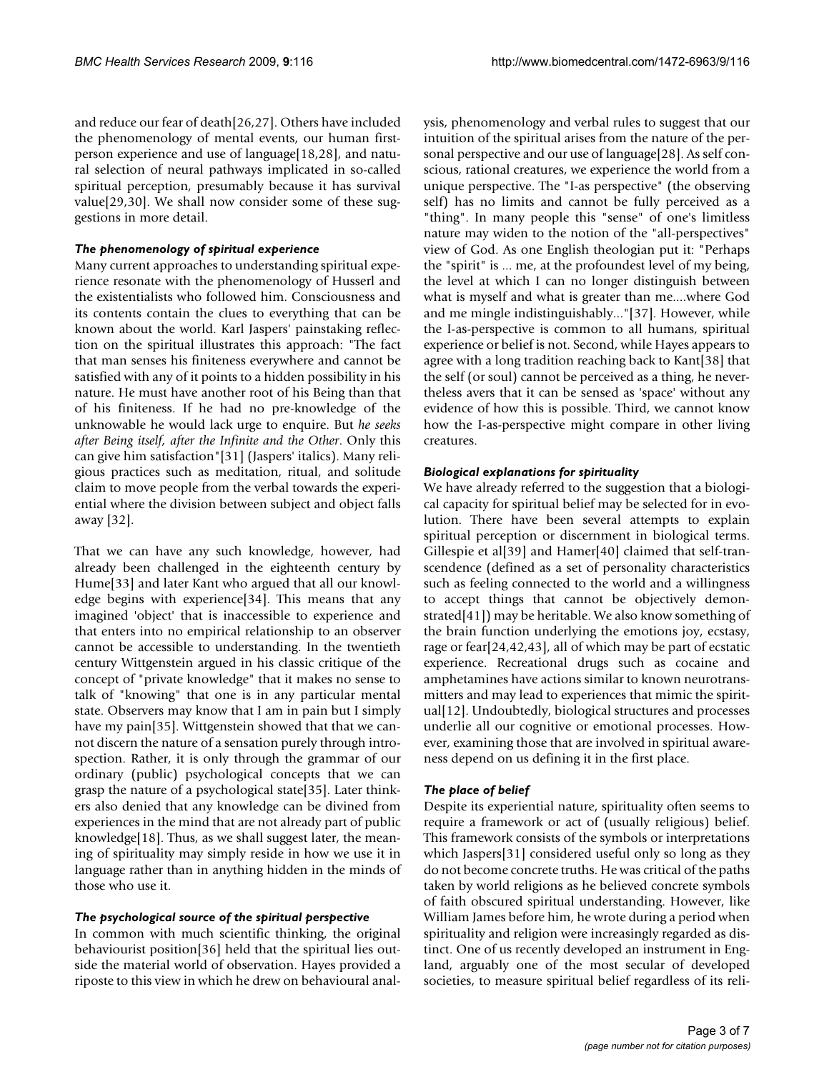and reduce our fear of death[26,27]. Others have included the phenomenology of mental events, our human first-person experience and use of language[18,28], and natural selection of neural pathways implicated in so-called spiritual perception, presumably because it has survival value[29,30]. We shall now consider some of these suggestions in more detail.

### *The phenomenology of spiritual experience*

Many current approaches to understanding spiritual experience resonate with the phenomenology of Husserl and the existentialists who followed him. Consciousness and its contents contain the clues to everything that can be known about the world. Karl Jaspers' painstaking reflection on the spiritual illustrates this approach: "The fact that man senses his finiteness everywhere and cannot be satisfied with any of it points to a hidden possibility in his nature. He must have another root of his Being than that of his finiteness. If he had no pre-knowledge of the unknowable he would lack urge to enquire. But *he seeks after Being itself, after the Infinite and the Other*. Only this can give him satisfaction"[31] (Jaspers' italics). Many religious practices such as meditation, ritual, and solitude claim to move people from the verbal towards the experiential where the division between subject and object falls away [32].

That we can have any such knowledge, however, had already been challenged in the eighteenth century by Hume[33] and later Kant who argued that all our knowledge begins with experience[34]. This means that any imagined 'object' that is inaccessible to experience and that enters into no empirical relationship to an observer cannot be accessible to understanding. In the twentieth century Wittgenstein argued in his classic critique of the concept of "private knowledge" that it makes no sense to talk of "knowing" that one is in any particular mental state. Observers may know that I am in pain but I simply have my pain[35]. Wittgenstein showed that that we cannot discern the nature of a sensation purely through introspection. Rather, it is only through the grammar of our ordinary (public) psychological concepts that we can grasp the nature of a psychological state[35]. Later thinkers also denied that any knowledge can be divined from experiences in the mind that are not already part of public knowledge[18]. Thus, as we shall suggest later, the meaning of spirituality may simply reside in how we use it in language rather than in anything hidden in the minds of those who use it.

### *The psychological source of the spiritual perspective*

In common with much scientific thinking, the original behaviourist position[36] held that the spiritual lies outside the material world of observation. Hayes provided a riposte to this view in which he drew on behavioural analysis, phenomenology and verbal rules to suggest that our intuition of the spiritual arises from the nature of the personal perspective and our use of language[28]. As self conscious, rational creatures, we experience the world from a unique perspective. The "I-as perspective" (the observing self) has no limits and cannot be fully perceived as a "thing". In many people this "sense" of one's limitless nature may widen to the notion of the "all-perspectives" view of God. As one English theologian put it: "Perhaps the "spirit" is ... me, at the profoundest level of my being, the level at which I can no longer distinguish between what is myself and what is greater than me....where God and me mingle indistinguishably..."[37]. However, while the I-as-perspective is common to all humans, spiritual experience or belief is not. Second, while Hayes appears to agree with a long tradition reaching back to Kant[38] that the self (or soul) cannot be perceived as a thing, he nevertheless avers that it can be sensed as 'space' without any evidence of how this is possible. Third, we cannot know how the I-as-perspective might compare in other living creatures.

### *Biological explanations for spirituality*

We have already referred to the suggestion that a biological capacity for spiritual belief may be selected for in evolution. There have been several attempts to explain spiritual perception or discernment in biological terms. Gillespie et al[39] and Hamer[40] claimed that self-transcendence (defined as a set of personality characteristics such as feeling connected to the world and a willingness to accept things that cannot be objectively demonstrated[41]) may be heritable. We also know something of the brain function underlying the emotions joy, ecstasy, rage or fear[24,42,43], all of which may be part of ecstatic experience. Recreational drugs such as cocaine and amphetamines have actions similar to known neurotransmitters and may lead to experiences that mimic the spiritual[12]. Undoubtedly, biological structures and processes underlie all our cognitive or emotional processes. However, examining those that are involved in spiritual awareness depend on us defining it in the first place.

### *The place of belief*

Despite its experiential nature, spirituality often seems to require a framework or act of (usually religious) belief. This framework consists of the symbols or interpretations which Jaspers[31] considered useful only so long as they do not become concrete truths. He was critical of the paths taken by world religions as he believed concrete symbols of faith obscured spiritual understanding. However, like William James before him, he wrote during a period when spirituality and religion were increasingly regarded as distinct. One of us recently developed an instrument in England, arguably one of the most secular of developed societies, to measure spiritual belief regardless of its reli-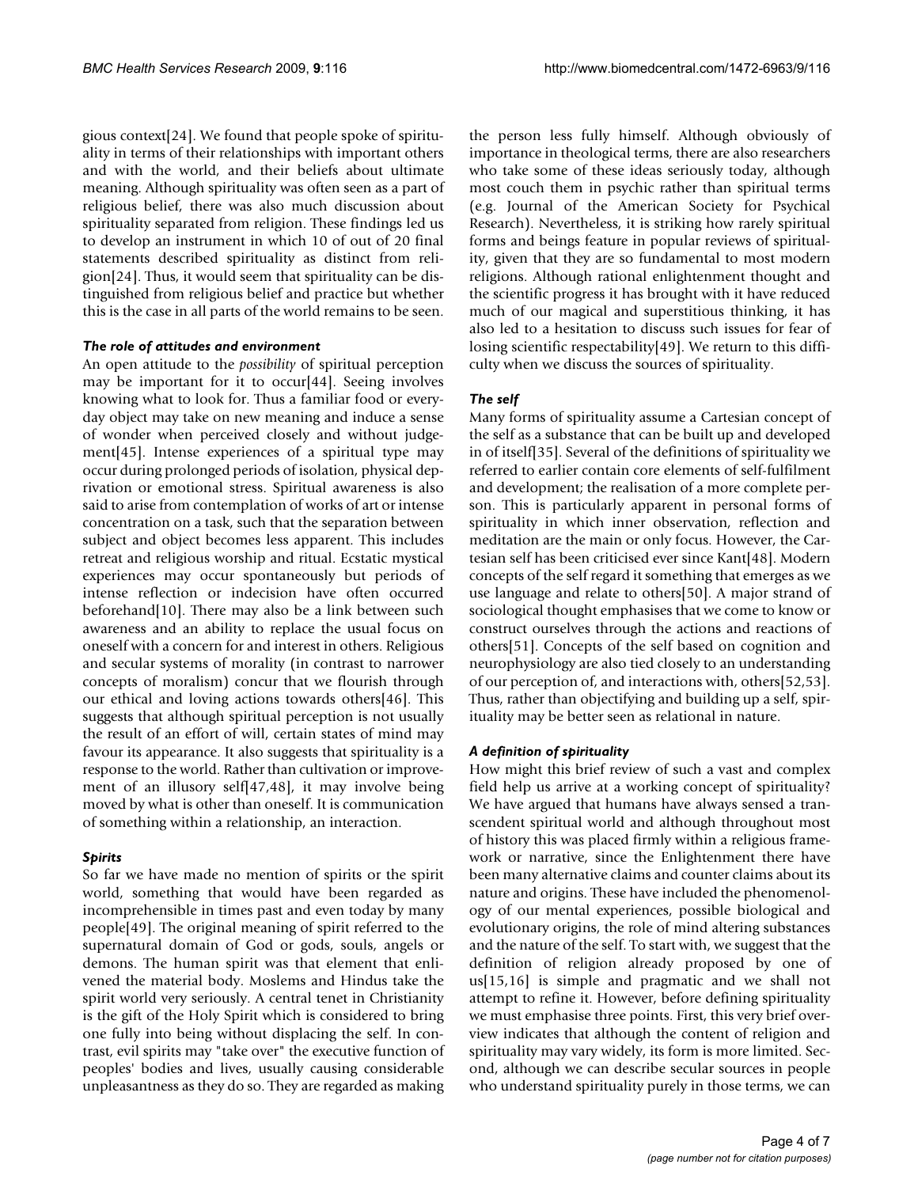gious context[24]. We found that people spoke of spirituality in terms of their relationships with important others and with the world, and their beliefs about ultimate meaning. Although spirituality was often seen as a part of religious belief, there was also much discussion about spirituality separated from religion. These findings led us to develop an instrument in which 10 of out of 20 final statements described spirituality as distinct from religion[24]. Thus, it would seem that spirituality can be distinguished from religious belief and practice but whether this is the case in all parts of the world remains to be seen.

### *The role of attitudes and environment*

An open attitude to the *possibility* of spiritual perception may be important for it to occur[44]. Seeing involves knowing what to look for. Thus a familiar food or everyday object may take on new meaning and induce a sense of wonder when perceived closely and without judgement[45]. Intense experiences of a spiritual type may occur during prolonged periods of isolation, physical deprivation or emotional stress. Spiritual awareness is also said to arise from contemplation of works of art or intense concentration on a task, such that the separation between subject and object becomes less apparent. This includes retreat and religious worship and ritual. Ecstatic mystical experiences may occur spontaneously but periods of intense reflection or indecision have often occurred beforehand[10]. There may also be a link between such awareness and an ability to replace the usual focus on oneself with a concern for and interest in others. Religious and secular systems of morality (in contrast to narrower concepts of moralism) concur that we flourish through our ethical and loving actions towards others[46]. This suggests that although spiritual perception is not usually the result of an effort of will, certain states of mind may favour its appearance. It also suggests that spirituality is a response to the world. Rather than cultivation or improvement of an illusory self[47,48], it may involve being moved by what is other than oneself. It is communication of something within a relationship, an interaction.

### *Spirits*

So far we have made no mention of spirits or the spirit world, something that would have been regarded as incomprehensible in times past and even today by many people[49]. The original meaning of spirit referred to the supernatural domain of God or gods, souls, angels or demons. The human spirit was that element that enlivened the material body. Moslems and Hindus take the spirit world very seriously. A central tenet in Christianity is the gift of the Holy Spirit which is considered to bring one fully into being without displacing the self. In contrast, evil spirits may "take over" the executive function of peoples' bodies and lives, usually causing considerable unpleasantness as they do so. They are regarded as making the person less fully himself. Although obviously of importance in theological terms, there are also researchers who take some of these ideas seriously today, although most couch them in psychic rather than spiritual terms (e.g. Journal of the American Society for Psychical Research). Nevertheless, it is striking how rarely spiritual forms and beings feature in popular reviews of spirituality, given that they are so fundamental to most modern religions. Although rational enlightenment thought and the scientific progress it has brought with it have reduced much of our magical and superstitious thinking, it has also led to a hesitation to discuss such issues for fear of losing scientific respectability[49]. We return to this difficulty when we discuss the sources of spirituality.

### *The self*

Many forms of spirituality assume a Cartesian concept of the self as a substance that can be built up and developed in of itself[35]. Several of the definitions of spirituality we referred to earlier contain core elements of self-fulfilment and development; the realisation of a more complete person. This is particularly apparent in personal forms of spirituality in which inner observation, reflection and meditation are the main or only focus. However, the Cartesian self has been criticised ever since Kant[48]. Modern concepts of the self regard it something that emerges as we use language and relate to others[50]. A major strand of sociological thought emphasises that we come to know or construct ourselves through the actions and reactions of others[51]. Concepts of the self based on cognition and neurophysiology are also tied closely to an understanding of our perception of, and interactions with, others[52,53]. Thus, rather than objectifying and building up a self, spirituality may be better seen as relational in nature.

### *A definition of spirituality*

How might this brief review of such a vast and complex field help us arrive at a working concept of spirituality? We have argued that humans have always sensed a transcendent spiritual world and although throughout most of history this was placed firmly within a religious framework or narrative, since the Enlightenment there have been many alternative claims and counter claims about its nature and origins. These have included the phenomenology of our mental experiences, possible biological and evolutionary origins, the role of mind altering substances and the nature of the self. To start with, we suggest that the definition of religion already proposed by one of us[15,16] is simple and pragmatic and we shall not attempt to refine it. However, before defining spirituality we must emphasise three points. First, this very brief overview indicates that although the content of religion and spirituality may vary widely, its form is more limited. Second, although we can describe secular sources in people who understand spirituality purely in those terms, we can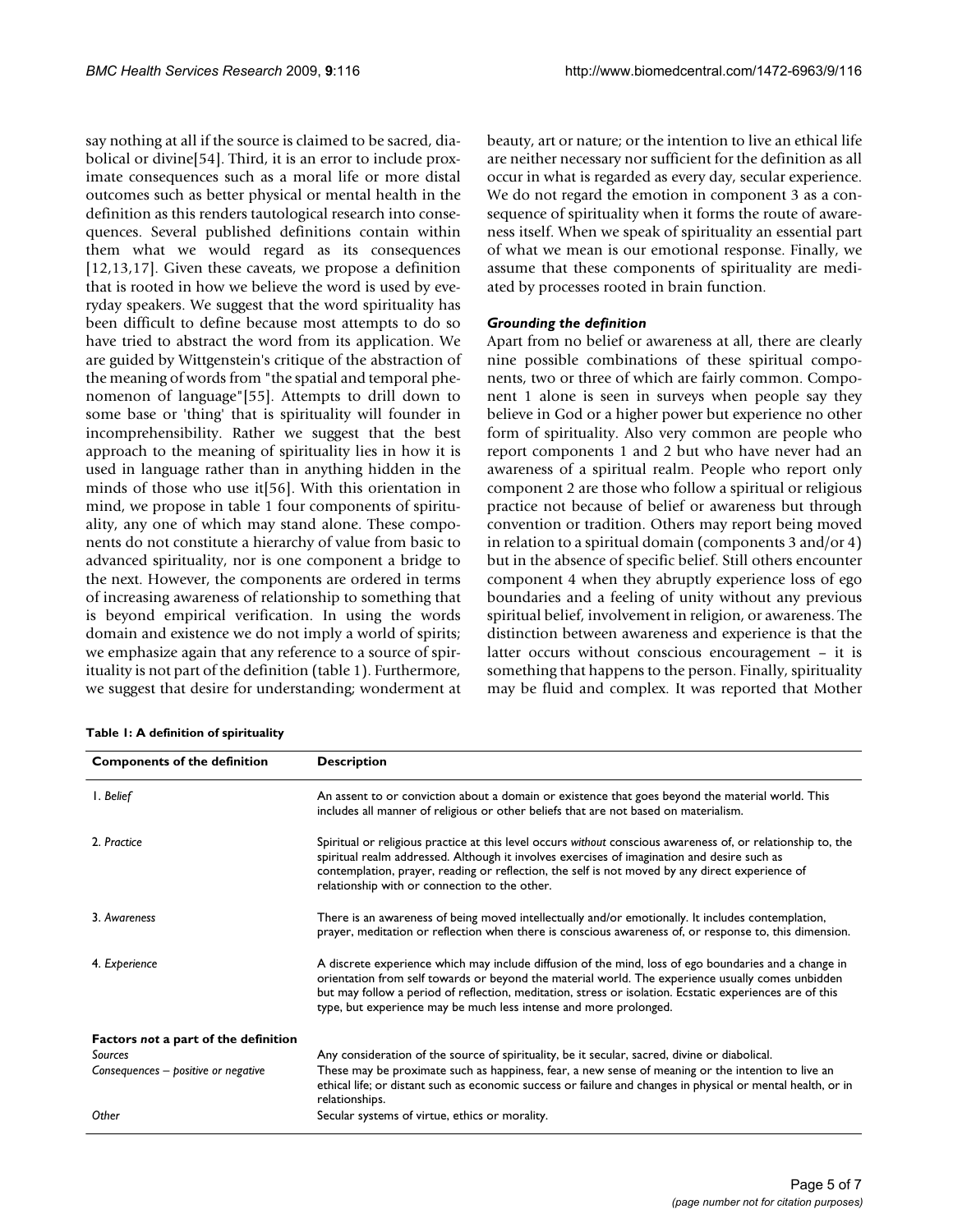say nothing at all if the source is claimed to be sacred, diabolical or divine[54]. Third, it is an error to include proximate consequences such as a moral life or more distal outcomes such as better physical or mental health in the definition as this renders tautological research into consequences. Several published definitions contain within them what we would regard as its consequences [12,13,17]. Given these caveats, we propose a definition that is rooted in how we believe the word is used by everyday speakers. We suggest that the word spirituality has been difficult to define because most attempts to do so have tried to abstract the word from its application. We are guided by Wittgenstein's critique of the abstraction of the meaning of words from "the spatial and temporal phenomenon of language"[55]. Attempts to drill down to some base or 'thing' that is spirituality will founder in incomprehensibility. Rather we suggest that the best approach to the meaning of spirituality lies in how it is used in language rather than in anything hidden in the minds of those who use it[56]. With this orientation in mind, we propose in table 1 four components of spirituality, any one of which may stand alone. These components do not constitute a hierarchy of value from basic to advanced spirituality, nor is one component a bridge to the next. However, the components are ordered in terms of increasing awareness of relationship to something that is beyond empirical verification. In using the words domain and existence we do not imply a world of spirits; we emphasize again that any reference to a source of spirituality is not part of the definition (table 1). Furthermore, we suggest that desire for understanding; wonderment at beauty, art or nature; or the intention to live an ethical life are neither necessary nor sufficient for the definition as all occur in what is regarded as every day, secular experience. We do not regard the emotion in component 3 as a consequence of spirituality when it forms the route of awareness itself. When we speak of spirituality an essential part of what we mean is our emotional response. Finally, we assume that these components of spirituality are mediated by processes rooted in brain function.

### *Grounding the definition*

Apart from no belief or awareness at all, there are clearly nine possible combinations of these spiritual components, two or three of which are fairly common. Component 1 alone is seen in surveys when people say they believe in God or a higher power but experience no other form of spirituality. Also very common are people who report components 1 and 2 but who have never had an awareness of a spiritual realm. People who report only component 2 are those who follow a spiritual or religious practice not because of belief or awareness but through convention or tradition. Others may report being moved in relation to a spiritual domain (components 3 and/or 4) but in the absence of specific belief. Still others encounter component 4 when they abruptly experience loss of ego boundaries and a feeling of unity without any previous spiritual belief, involvement in religion, or awareness. The distinction between awareness and experience is that the latter occurs without conscious encouragement – it is something that happens to the person. Finally, spirituality may be fluid and complex. It was reported that Mother

**Table 1: A definition of spirituality**

| Components of the definition | Description |
| --- | --- |
| 1. *Belief* | An assent to or conviction about a domain or existence that goes beyond the material world. This includes all manner of religious or other beliefs that are not based on materialism. |
| 2. *Practice* | Spiritual or religious practice at this level occurs *without* conscious awareness of, or relationship to, the spiritual realm addressed. Although it involves exercises of imagination and desire such as contemplation, prayer, reading or reflection, the self is not moved by any direct experience of relationship with or connection to the other. |
| 3. *Awareness* | There is an awareness of being moved intellectually and/or emotionally. It includes contemplation, prayer, meditation or reflection when there is conscious awareness of, or response to, this dimension. |
| 4. *Experience* | A discrete experience which may include diffusion of the mind, loss of ego boundaries and a change in orientation from self towards or beyond the material world. The experience usually comes unbidden but may follow a period of reflection, meditation, stress or isolation. Ecstatic experiences are of this type, but experience may be much less intense and more prolonged. |
| **Factors *not* a part of the definition** | |
| *Sources* | Any consideration of the source of spirituality, be it secular, sacred, divine or diabolical. |
| *Consequences – positive or negative* | These may be proximate such as happiness, fear, a new sense of meaning or the intention to live an ethical life; or distant such as economic success or failure and changes in physical or mental health, or in relationships. |
| *Other* | Secular systems of virtue, ethics or morality. |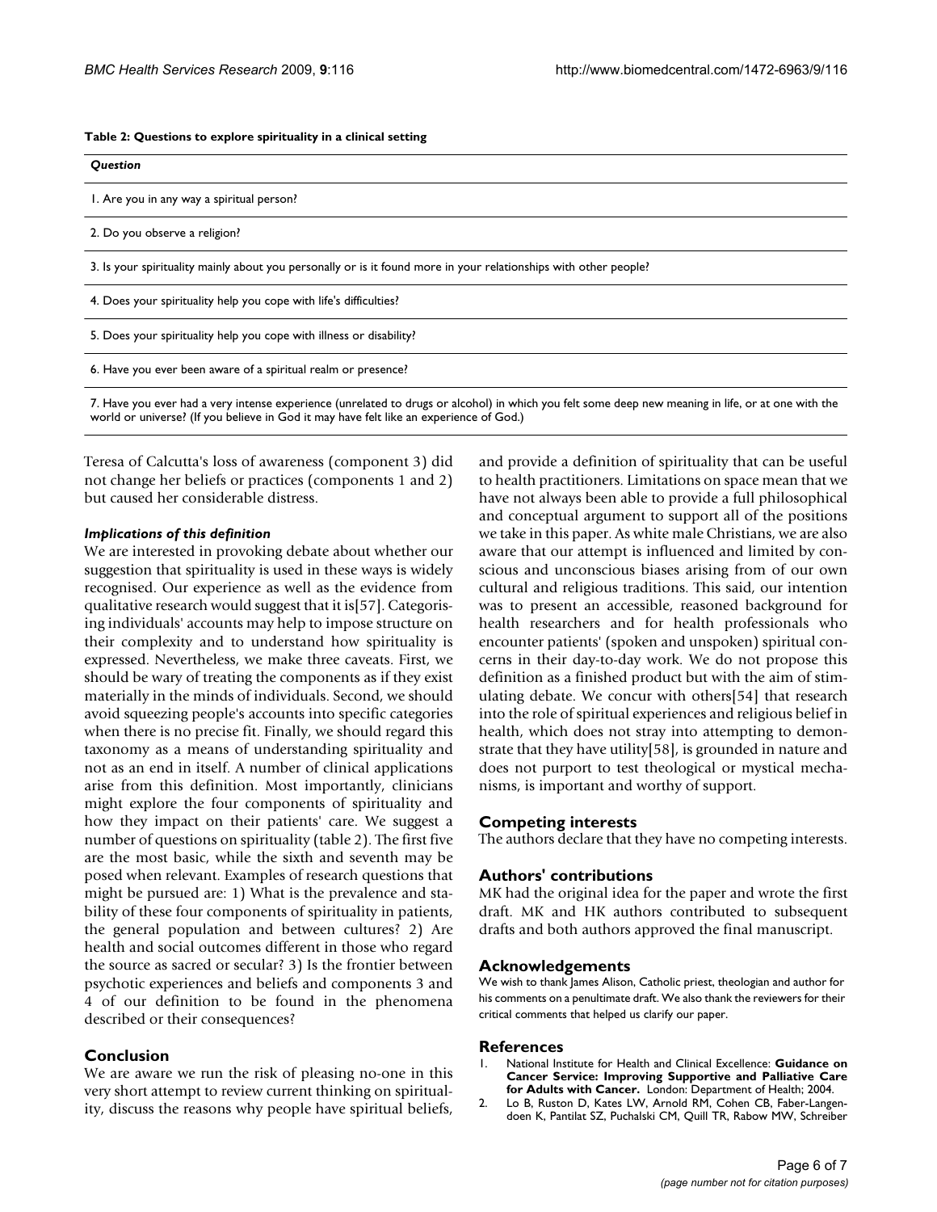**Table 2: Questions to explore spirituality in a clinical setting**

| *Question* |
|---|
| 1. Are you in any way a spiritual person? |
| 2. Do you observe a religion? |
| 3. Is your spirituality mainly about you personally or is it found more in your relationships with other people? |
| 4. Does your spirituality help you cope with life's difficulties? |
| 5. Does your spirituality help you cope with illness or disability? |
| 6. Have you ever been aware of a spiritual realm or presence? |
| 7. Have you ever had a very intense experience (unrelated to drugs or alcohol) in which you felt some deep new meaning in life, or at one with the world or universe? (If you believe in God it may have felt like an experience of God.) |

Teresa of Calcutta's loss of awareness (component 3) did not change her beliefs or practices (components 1 and 2) but caused her considerable distress.

#### *Implications of this definition*

We are interested in provoking debate about whether our suggestion that spirituality is used in these ways is widely recognised. Our experience as well as the evidence from qualitative research would suggest that it is[57]. Categorising individuals' accounts may help to impose structure on their complexity and to understand how spirituality is expressed. Nevertheless, we make three caveats. First, we should be wary of treating the components as if they exist materially in the minds of individuals. Second, we should avoid squeezing people's accounts into specific categories when there is no precise fit. Finally, we should regard this taxonomy as a means of understanding spirituality and not as an end in itself. A number of clinical applications arise from this definition. Most importantly, clinicians might explore the four components of spirituality and how they impact on their patients' care. We suggest a number of questions on spirituality (table 2). The first five are the most basic, while the sixth and seventh may be posed when relevant. Examples of research questions that might be pursued are: 1) What is the prevalence and stability of these four components of spirituality in patients, the general population and between cultures? 2) Are health and social outcomes different in those who regard the source as sacred or secular? 3) Is the frontier between psychotic experiences and beliefs and components 3 and 4 of our definition to be found in the phenomena described or their consequences?

## Conclusion

We are aware we run the risk of pleasing no-one in this very short attempt to review current thinking on spirituality, discuss the reasons why people have spiritual beliefs, and provide a definition of spirituality that can be useful to health practitioners. Limitations on space mean that we have not always been able to provide a full philosophical and conceptual argument to support all of the positions we take in this paper. As white male Christians, we are also aware that our attempt is influenced and limited by conscious and unconscious biases arising from of our own cultural and religious traditions. This said, our intention was to present an accessible, reasoned background for health researchers and for health professionals who encounter patients' (spoken and unspoken) spiritual concerns in their day-to-day work. We do not propose this definition as a finished product but with the aim of stimulating debate. We concur with others[54] that research into the role of spiritual experiences and religious belief in health, which does not stray into attempting to demonstrate that they have utility[58], is grounded in nature and does not purport to test theological or mystical mechanisms, is important and worthy of support.

## Competing interests

The authors declare that they have no competing interests.

## Authors' contributions

MK had the original idea for the paper and wrote the first draft. MK and HK authors contributed to subsequent drafts and both authors approved the final manuscript.

## Acknowledgements

We wish to thank James Alison, Catholic priest, theologian and author for his comments on a penultimate draft. We also thank the reviewers for their critical comments that helped us clarify our paper.

## References

1. National Institute for Health and Clinical Excellence: **Guidance on Cancer Service: Improving Supportive and Palliative Care for Adults with Cancer.** London: Department of Health; 2004.
2. Lo B, Ruston D, Kates LW, Arnold RM, Cohen CB, Faber-Langendoen K, Pantilat SZ, Puchalski CM, Quill TR, Rabow MW, Schreiber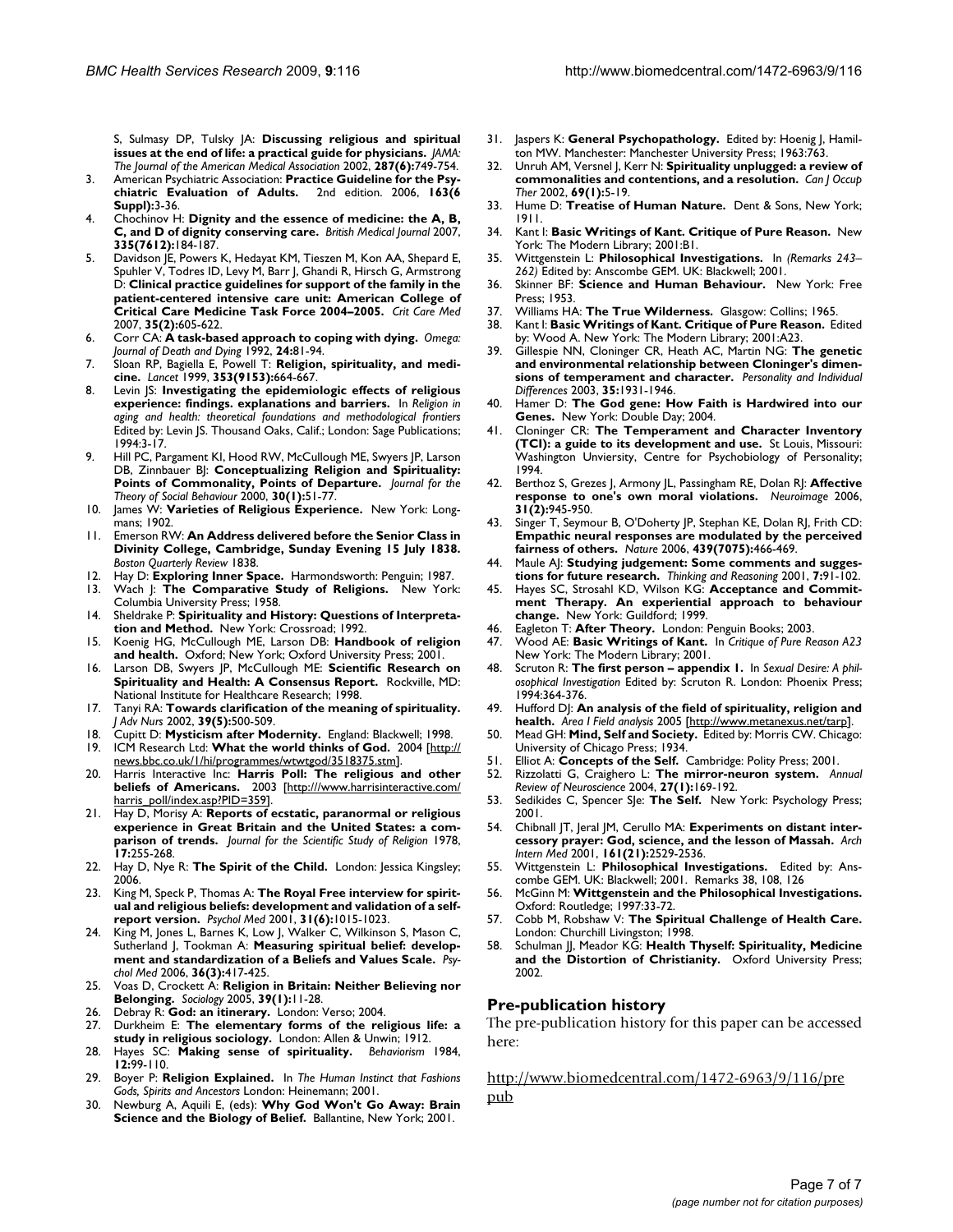S, Sulmasy DP, Tulsky JA: **Discussing religious and spiritual issues at the end of life: a practical guide for physicians.** *JAMA: The Journal of the American Medical Association* 2002, **287(6):**749-754.

3. American Psychiatric Association: **Practice Guideline for the Psychiatric Evaluation of Adults.** 2nd edition. 2006, **163(6 Suppl):**3-36.
4. Chochinov H: **Dignity and the essence of medicine: the A, B, C, and D of dignity conserving care.** *British Medical Journal* 2007, **335(7612):**184-187.
5. Davidson JE, Powers K, Hedayat KM, Tieszen M, Kon AA, Shepard E, Spuhler V, Todres ID, Levy M, Barr J, Ghandi R, Hirsch G, Armstrong D: **Clinical practice guidelines for support of the family in the patient-centered intensive care unit: American College of Critical Care Medicine Task Force 2004–2005.** *Crit Care Med* 2007, **35(2):**605-622.
6. Corr CA: **A task-based approach to coping with dying.** *Omega: Journal of Death and Dying* 1992, **24:**81-94.
7. Sloan RP, Bagiella E, Powell T: **Religion, spirituality, and medicine.** *Lancet* 1999, **353(9153):**664-667.
8. Levin JS: **Investigating the epidemiologic effects of religious experience: findings. explanations and barriers.** In *Religion in aging and health: theoretical foundations and methodological frontiers* Edited by: Levin JS. Thousand Oaks, Calif.; London: Sage Publications; 1994:3-17.
9. Hill PC, Pargament KI, Hood RW, McCullough ME, Swyers JP, Larson DB, Zinnbauer BJ: **Conceptualizing Religion and Spirituality: Points of Commonality, Points of Departure.** *Journal for the Theory of Social Behaviour* 2000, **30(1):**51-77.
10. James W: **Varieties of Religious Experience.** New York: Longmans; 1902.
11. Emerson RW: **An Address delivered before the Senior Class in Divinity College, Cambridge, Sunday Evening 15 July 1838.** *Boston Quarterly Review* 1838.
12. Hay D: **Exploring Inner Space.** Harmondsworth: Penguin; 1987.
13. Wach J: **The Comparative Study of Religions.** New York: Columbia University Press; 1958.
14. Sheldrake P: **Spirituality and History: Questions of Interpretation and Method.** New York: Crossroad; 1992.
15. Koenig HG, McCullough ME, Larson DB: **Handbook of religion and health.** Oxford; New York; Oxford University Press; 2001.
16. Larson DB, Swyers JP, McCullough ME: **Scientific Research on Spirituality and Health: A Consensus Report.** Rockville, MD: National Institute for Healthcare Research; 1998.
17. Tanyi RA: **Towards clarification of the meaning of spirituality.** *J Adv Nurs* 2002, **39(5):**500-509.
18. Cupitt D: **Mysticism after Modernity.** England: Blackwell; 1998.
19. ICM Research Ltd: **What the world thinks of God.** 2004 [http://news.bbc.co.uk/1/hi/programmes/wtwtgod/3518375.stm].
20. Harris Interactive Inc: **Harris Poll: The religious and other beliefs of Americans.** 2003 [http://www.harrisinteractive.com/harris_poll/index.asp?PID=359].
21. Hay D, Morisy A: **Reports of ecstatic, paranormal or religious experience in Great Britain and the United States: a comparison of trends.** *Journal for the Scientific Study of Religion* 1978, **17:**255-268.
22. Hay D, Nye R: **The Spirit of the Child.** London: Jessica Kingsley; 2006.
23. King M, Speck P, Thomas A: **The Royal Free interview for spiritual and religious beliefs: development and validation of a self-report version.** *Psychol Med* 2001, **31(6):**1015-1023.
24. King M, Jones L, Barnes K, Low J, Walker C, Wilkinson S, Mason C, Sutherland J, Tookman A: **Measuring spiritual belief: development and standardization of a Beliefs and Values Scale.** *Psychol Med* 2006, **36(3):**417-425.
25. Voas D, Crockett A: **Religion in Britain: Neither Believing nor Belonging.** *Sociology* 2005, **39(1):**11-28.
26. Debray R: **God: an itinerary.** London: Verso; 2004.
27. Durkheim E: **The elementary forms of the religious life: a study in religious sociology.** London: Allen & Unwin; 1912.
28. Hayes SC: **Making sense of spirituality.** *Behaviorism* 1984, **12:**99-110.
29. Boyer P: **Religion Explained.** In *The Human Instinct that Fashions Gods, Spirits and Ancestors* London: Heinemann; 2001.
30. Newburg A, Aquili E, (eds): **Why God Won't Go Away: Brain Science and the Biology of Belief.** Ballantine, New York; 2001.
31. Jaspers K: **General Psychopathology.** Edited by: Hoenig J, Hamilton MW. Manchester: Manchester University Press; 1963:763.
32. Unruh AM, Versnel J, Kerr N: **Spirituality unplugged: a review of commonalities and contentions, and a resolution.** *Can J Occup Ther* 2002, **69(1):**5-19.
33. Hume D: **Treatise of Human Nature.** Dent & Sons, New York; 1911.
34. Kant I: **Basic Writings of Kant. Critique of Pure Reason.** New York: The Modern Library; 2001:B1.
35. Wittgenstein L: **Philosophical Investigations.** In *(Remarks 243–262)* Edited by: Anscombe GEM. UK: Blackwell; 2001.
36. Skinner BF: **Science and Human Behaviour.** New York: Free Press; 1953.
37. Williams HA: **The True Wilderness.** Glasgow: Collins; 1965.
38. Kant I: **Basic Writings of Kant. Critique of Pure Reason.** Edited by: Wood A. New York: The Modern Library; 2001:A23.
39. Gillespie NN, Cloninger CR, Heath AC, Martin NG: **The genetic and environmental relationship between Cloninger's dimensions of temperament and character.** *Personality and Individual Differences* 2003, **35:**1931-1946.
40. Hamer D: **The God gene: How Faith is Hardwired into our Genes.** New York: Double Day; 2004.
41. Cloninger CR: **The Temperament and Character Inventory (TCI): a guide to its development and use.** St Louis, Missouri: Washington Unviersity, Centre for Psychobiology of Personality; 1994.
42. Berthoz S, Grezes J, Armony JL, Passingham RE, Dolan RJ: **Affective response to one's own moral violations.** *Neuroimage* 2006, **31(2):**945-950.
43. Singer T, Seymour B, O'Doherty JP, Stephan KE, Dolan RJ, Frith CD: **Empathic neural responses are modulated by the perceived fairness of others.** *Nature* 2006, **439(7075):**466-469.
44. Maule AJ: **Studying judgement: Some comments and suggestions for future research.** *Thinking and Reasoning* 2001, **7:**91-102.
45. Hayes SC, Strosahl KD, Wilson KG: **Acceptance and Commitment Therapy. An experiential approach to behaviour change.** New York: Guildford; 1999.
46. Eagleton T: **After Theory.** London: Penguin Books; 2003.
47. Wood AE: **Basic Writings of Kant.** In *Critique of Pure Reason A23* New York: The Modern Library; 2001.
48. Scruton R: **The first person – appendix 1.** In *Sexual Desire: A philosophical Investigation* Edited by: Scruton R. London: Phoenix Press; 1994:364-376.
49. Hufford DJ: **An analysis of the field of spirituality, religion and health.** *Area I Field analysis* 2005 [http://www.metanexus.net/tarp].
50. Mead GH: **Mind, Self and Society.** Edited by: Morris CW. Chicago: University of Chicago Press; 1934.
51. Elliot A: **Concepts of the Self.** Cambridge: Polity Press; 2001.
52. Rizzolatti G, Craighero L: **The mirror-neuron system.** *Annual Review of Neuroscience* 2004, **27(1):**169-192.
53. Sedikides C, Spencer SJe: **The Self.** New York: Psychology Press; 2001.
54. Chibnall JT, Jeral JM, Cerullo MA: **Experiments on distant intercessory prayer: God, science, and the lesson of Massah.** *Arch Intern Med* 2001, **161(21):**2529-2536.
55. Wittgenstein L: **Philosophical Investigations.** Edited by: Anscombe GEM. UK: Blackwell; 2001. Remarks 38, 108, 126
56. McGinn M: **Wittgenstein and the Philosophical Investigations.** Oxford: Routledge; 1997:33-72.
57. Cobb M, Robshaw V: **The Spiritual Challenge of Health Care.** London: Churchill Livingston; 1998.
58. Schulman JJ, Meador KG: **Health Thyself: Spirituality, Medicine and the Distortion of Christianity.** Oxford University Press; 2002.

## Pre-publication history

The pre-publication history for this paper can be accessed here:

http://www.biomedcentral.com/1472-6963/9/116/prepub